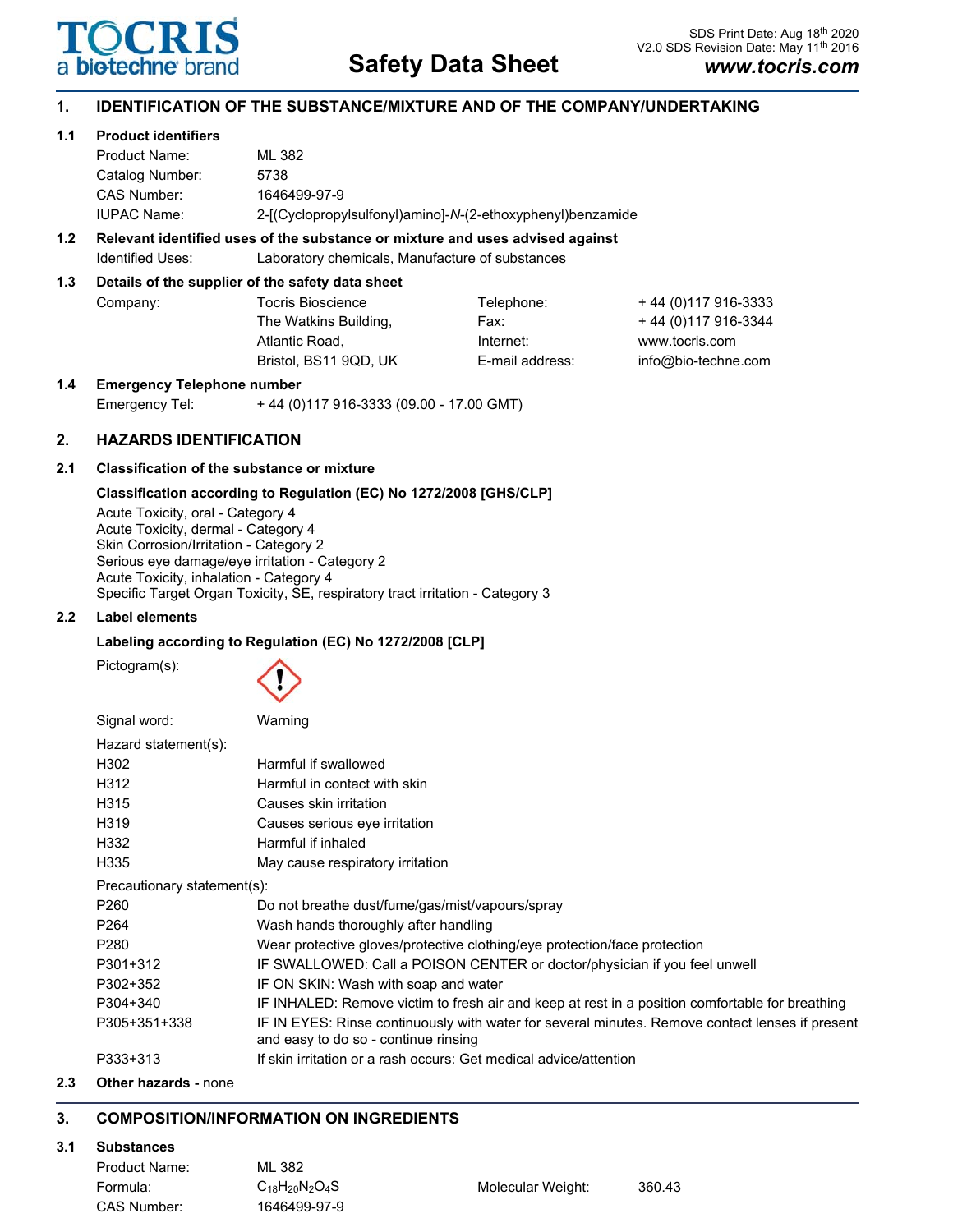TOCRIS
a biotechne brand

# Safety Data Sheet

SDS Print Date: Aug 18th 2020
V2.0 SDS Revision Date: May 11th 2016
**www.tocris.com**

## 1. IDENTIFICATION OF THE SUBSTANCE/MIXTURE AND OF THE COMPANY/UNDERTAKING

### 1.1 Product identifiers

| | |
|---|---|
| Product Name: | ML 382 |
| Catalog Number: | 5738 |
| CAS Number: | 1646499-97-9 |
| IUPAC Name: | 2-[(Cyclopropylsulfonyl)amino]-*N*-(2-ethoxyphenyl)benzamide |

### 1.2 Relevant identified uses of the substance or mixture and uses advised against

Identified Uses: Laboratory chemicals, Manufacture of substances

### 1.3 Details of the supplier of the safety data sheet

| | | | |
|---|---|---|---|
| Company: | Tocris Bioscience | Telephone: | + 44 (0)117 916-3333 |
| | The Watkins Building, | Fax: | + 44 (0)117 916-3344 |
| | Atlantic Road, | Internet: | www.tocris.com |
| | Bristol, BS11 9QD, UK | E-mail address: | info@bio-techne.com |

### 1.4 Emergency Telephone number

Emergency Tel: + 44 (0)117 916-3333 (09.00 - 17.00 GMT)

## 2. HAZARDS IDENTIFICATION

### 2.1 Classification of the substance or mixture

**Classification according to Regulation (EC) No 1272/2008 [GHS/CLP]**

Acute Toxicity, oral - Category 4
Acute Toxicity, dermal - Category 4
Skin Corrosion/Irritation - Category 2
Serious eye damage/eye irritation - Category 2
Acute Toxicity, inhalation - Category 4
Specific Target Organ Toxicity, SE, respiratory tract irritation - Category 3

### 2.2 Label elements

**Labeling according to Regulation (EC) No 1272/2008 [CLP]**

Pictogram(s):

Signal word: Warning

Hazard statement(s):

| | |
|---|---|
| H302 | Harmful if swallowed |
| H312 | Harmful in contact with skin |
| H315 | Causes skin irritation |
| H319 | Causes serious eye irritation |
| H332 | Harmful if inhaled |
| H335 | May cause respiratory irritation |

Precautionary statement(s):

| | |
|---|---|
| P260 | Do not breathe dust/fume/gas/mist/vapours/spray |
| P264 | Wash hands thoroughly after handling |
| P280 | Wear protective gloves/protective clothing/eye protection/face protection |
| P301+312 | IF SWALLOWED: Call a POISON CENTER or doctor/physician if you feel unwell |
| P302+352 | IF ON SKIN: Wash with soap and water |
| P304+340 | IF INHALED: Remove victim to fresh air and keep at rest in a position comfortable for breathing |
| P305+351+338 | IF IN EYES: Rinse continuously with water for several minutes. Remove contact lenses if present and easy to do so - continue rinsing |
| P333+313 | If skin irritation or a rash occurs: Get medical advice/attention |

### 2.3 Other hazards - none

## 3. COMPOSITION/INFORMATION ON INGREDIENTS

### 3.1 Substances

| | | | |
|---|---|---|---|
| Product Name: | ML 382 | | |
| Formula: | $C_{18}H_{20}N_2O_4S$ | Molecular Weight: | 360.43 |
| CAS Number: | 1646499-97-9 | | |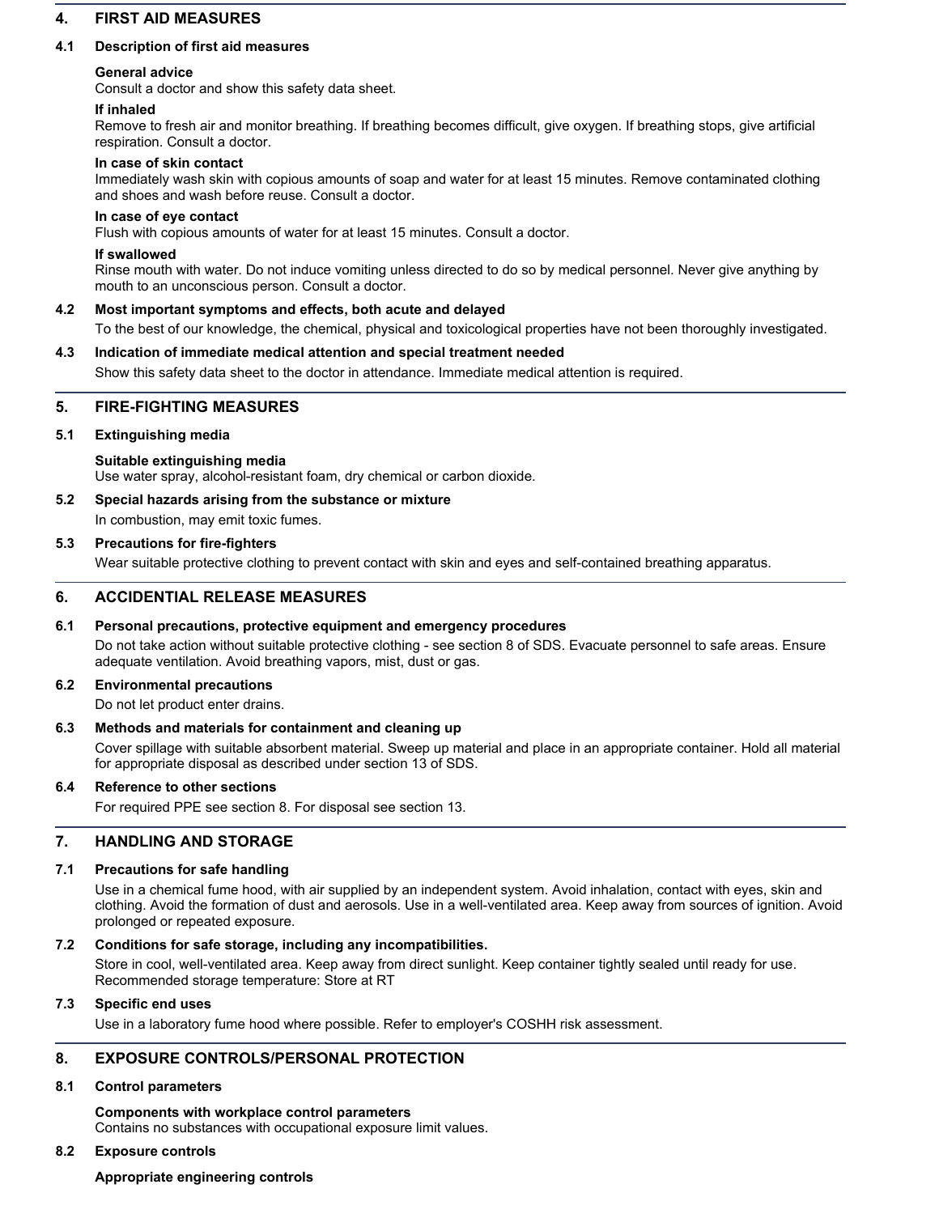## 4. FIRST AID MEASURES

### 4.1 Description of first aid measures

**General advice**
Consult a doctor and show this safety data sheet.

**If inhaled**
Remove to fresh air and monitor breathing. If breathing becomes difficult, give oxygen. If breathing stops, give artificial respiration. Consult a doctor.

**In case of skin contact**
Immediately wash skin with copious amounts of soap and water for at least 15 minutes. Remove contaminated clothing and shoes and wash before reuse. Consult a doctor.

**In case of eye contact**
Flush with copious amounts of water for at least 15 minutes. Consult a doctor.

**If swallowed**
Rinse mouth with water. Do not induce vomiting unless directed to do so by medical personnel. Never give anything by mouth to an unconscious person. Consult a doctor.

### 4.2 Most important symptoms and effects, both acute and delayed

To the best of our knowledge, the chemical, physical and toxicological properties have not been thoroughly investigated.

### 4.3 Indication of immediate medical attention and special treatment needed

Show this safety data sheet to the doctor in attendance. Immediate medical attention is required.

## 5. FIRE-FIGHTING MEASURES

### 5.1 Extinguishing media

**Suitable extinguishing media**
Use water spray, alcohol-resistant foam, dry chemical or carbon dioxide.

### 5.2 Special hazards arising from the substance or mixture

In combustion, may emit toxic fumes.

### 5.3 Precautions for fire-fighters

Wear suitable protective clothing to prevent contact with skin and eyes and self-contained breathing apparatus.

## 6. ACCIDENTIAL RELEASE MEASURES

### 6.1 Personal precautions, protective equipment and emergency procedures

Do not take action without suitable protective clothing - see section 8 of SDS. Evacuate personnel to safe areas. Ensure adequate ventilation. Avoid breathing vapors, mist, dust or gas.

### 6.2 Environmental precautions

Do not let product enter drains.

### 6.3 Methods and materials for containment and cleaning up

Cover spillage with suitable absorbent material. Sweep up material and place in an appropriate container. Hold all material for appropriate disposal as described under section 13 of SDS.

### 6.4 Reference to other sections

For required PPE see section 8. For disposal see section 13.

## 7. HANDLING AND STORAGE

### 7.1 Precautions for safe handling

Use in a chemical fume hood, with air supplied by an independent system. Avoid inhalation, contact with eyes, skin and clothing. Avoid the formation of dust and aerosols. Use in a well-ventilated area. Keep away from sources of ignition. Avoid prolonged or repeated exposure.

### 7.2 Conditions for safe storage, including any incompatibilities.

Store in cool, well-ventilated area. Keep away from direct sunlight. Keep container tightly sealed until ready for use.
Recommended storage temperature: Store at RT

### 7.3 Specific end uses

Use in a laboratory fume hood where possible. Refer to employer's COSHH risk assessment.

## 8. EXPOSURE CONTROLS/PERSONAL PROTECTION

### 8.1 Control parameters

**Components with workplace control parameters**
Contains no substances with occupational exposure limit values.

### 8.2 Exposure controls

**Appropriate engineering controls**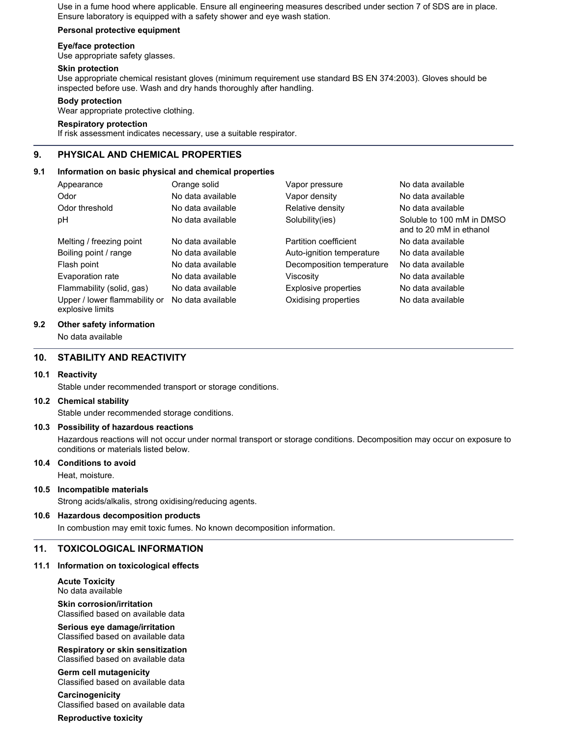Use in a fume hood where applicable. Ensure all engineering measures described under section 7 of SDS are in place. Ensure laboratory is equipped with a safety shower and eye wash station.

**Personal protective equipment**

**Eye/face protection**
Use appropriate safety glasses.

**Skin protection**
Use appropriate chemical resistant gloves (minimum requirement use standard BS EN 374:2003). Gloves should be inspected before use. Wash and dry hands thoroughly after handling.

**Body protection**
Wear appropriate protective clothing.

**Respiratory protection**
If risk assessment indicates necessary, use a suitable respirator.

## 9. PHYSICAL AND CHEMICAL PROPERTIES

### 9.1 Information on basic physical and chemical properties

| | | | |
|---|---|---|---|
| Appearance | Orange solid | Vapor pressure | No data available |
| Odor | No data available | Vapor density | No data available |
| Odor threshold | No data available | Relative density | No data available |
| pH | No data available | Solubility(ies) | Soluble to 100 mM in DMSO and to 20 mM in ethanol |
| Melting / freezing point | No data available | Partition coefficient | No data available |
| Boiling point / range | No data available | Auto-ignition temperature | No data available |
| Flash point | No data available | Decomposition temperature | No data available |
| Evaporation rate | No data available | Viscosity | No data available |
| Flammability (solid, gas) | No data available | Explosive properties | No data available |
| Upper / lower flammability or explosive limits | No data available | Oxidising properties | No data available |

### 9.2 Other safety information

No data available

## 10. STABILITY AND REACTIVITY

### 10.1 Reactivity

Stable under recommended transport or storage conditions.

### 10.2 Chemical stability

Stable under recommended storage conditions.

### 10.3 Possibility of hazardous reactions

Hazardous reactions will not occur under normal transport or storage conditions. Decomposition may occur on exposure to conditions or materials listed below.

### 10.4 Conditions to avoid

Heat, moisture.

### 10.5 Incompatible materials

Strong acids/alkalis, strong oxidising/reducing agents.

### 10.6 Hazardous decomposition products

In combustion may emit toxic fumes. No known decomposition information.

## 11. TOXICOLOGICAL INFORMATION

### 11.1 Information on toxicological effects

**Acute Toxicity**
No data available

**Skin corrosion/irritation**
Classified based on available data

**Serious eye damage/irritation**
Classified based on available data

**Respiratory or skin sensitization**
Classified based on available data

**Germ cell mutagenicity**
Classified based on available data

**Carcinogenicity**
Classified based on available data

**Reproductive toxicity**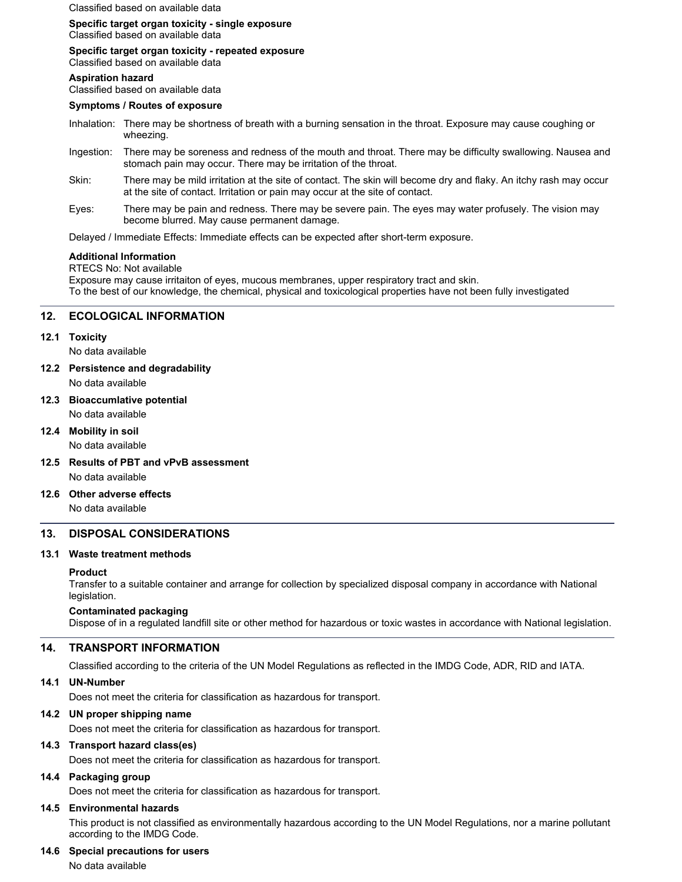Classified based on available data

**Specific target organ toxicity - single exposure**
Classified based on available data

**Specific target organ toxicity - repeated exposure**
Classified based on available data

**Aspiration hazard**
Classified based on available data

**Symptoms / Routes of exposure**

Inhalation: There may be shortness of breath with a burning sensation in the throat. Exposure may cause coughing or wheezing.

Ingestion: There may be soreness and redness of the mouth and throat. There may be difficulty swallowing. Nausea and stomach pain may occur. There may be irritation of the throat.

Skin: There may be mild irritation at the site of contact. The skin will become dry and flaky. An itchy rash may occur at the site of contact. Irritation or pain may occur at the site of contact.

Eyes: There may be pain and redness. There may be severe pain. The eyes may water profusely. The vision may become blurred. May cause permanent damage.

Delayed / Immediate Effects: Immediate effects can be expected after short-term exposure.

**Additional Information**
RTECS No: Not available
Exposure may cause irritaiton of eyes, mucous membranes, upper respiratory tract and skin.
To the best of our knowledge, the chemical, physical and toxicological properties have not been fully investigated

## 12. ECOLOGICAL INFORMATION

### 12.1 Toxicity

No data available

### 12.2 Persistence and degradability

No data available

### 12.3 Bioaccumlative potential

No data available

### 12.4 Mobility in soil

No data available

### 12.5 Results of PBT and vPvB assessment

No data available

### 12.6 Other adverse effects

No data available

## 13. DISPOSAL CONSIDERATIONS

### 13.1 Waste treatment methods

**Product**
Transfer to a suitable container and arrange for collection by specialized disposal company in accordance with National legislation.

**Contaminated packaging**
Dispose of in a regulated landfill site or other method for hazardous or toxic wastes in accordance with National legislation.

## 14. TRANSPORT INFORMATION

Classified according to the criteria of the UN Model Regulations as reflected in the IMDG Code, ADR, RID and IATA.

### 14.1 UN-Number

Does not meet the criteria for classification as hazardous for transport.

### 14.2 UN proper shipping name

Does not meet the criteria for classification as hazardous for transport.

### 14.3 Transport hazard class(es)

Does not meet the criteria for classification as hazardous for transport.

### 14.4 Packaging group

Does not meet the criteria for classification as hazardous for transport.

### 14.5 Environmental hazards

This product is not classified as environmentally hazardous according to the UN Model Regulations, nor a marine pollutant according to the IMDG Code.

### 14.6 Special precautions for users

No data available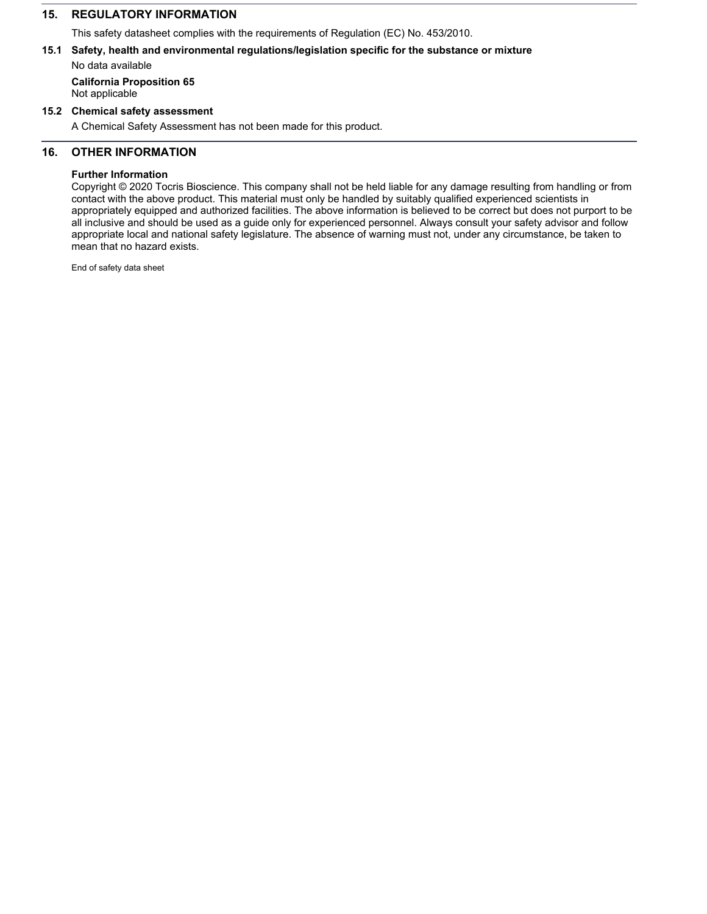## 15. REGULATORY INFORMATION

This safety datasheet complies with the requirements of Regulation (EC) No. 453/2010.

### 15.1 Safety, health and environmental regulations/legislation specific for the substance or mixture

No data available

**California Proposition 65**
Not applicable

### 15.2 Chemical safety assessment

A Chemical Safety Assessment has not been made for this product.

## 16. OTHER INFORMATION

**Further Information**
Copyright © 2020 Tocris Bioscience. This company shall not be held liable for any damage resulting from handling or from contact with the above product. This material must only be handled by suitably qualified experienced scientists in appropriately equipped and authorized facilities. The above information is believed to be correct but does not purport to be all inclusive and should be used as a guide only for experienced personnel. Always consult your safety advisor and follow appropriate local and national safety legislature. The absence of warning must not, under any circumstance, be taken to mean that no hazard exists.

End of safety data sheet